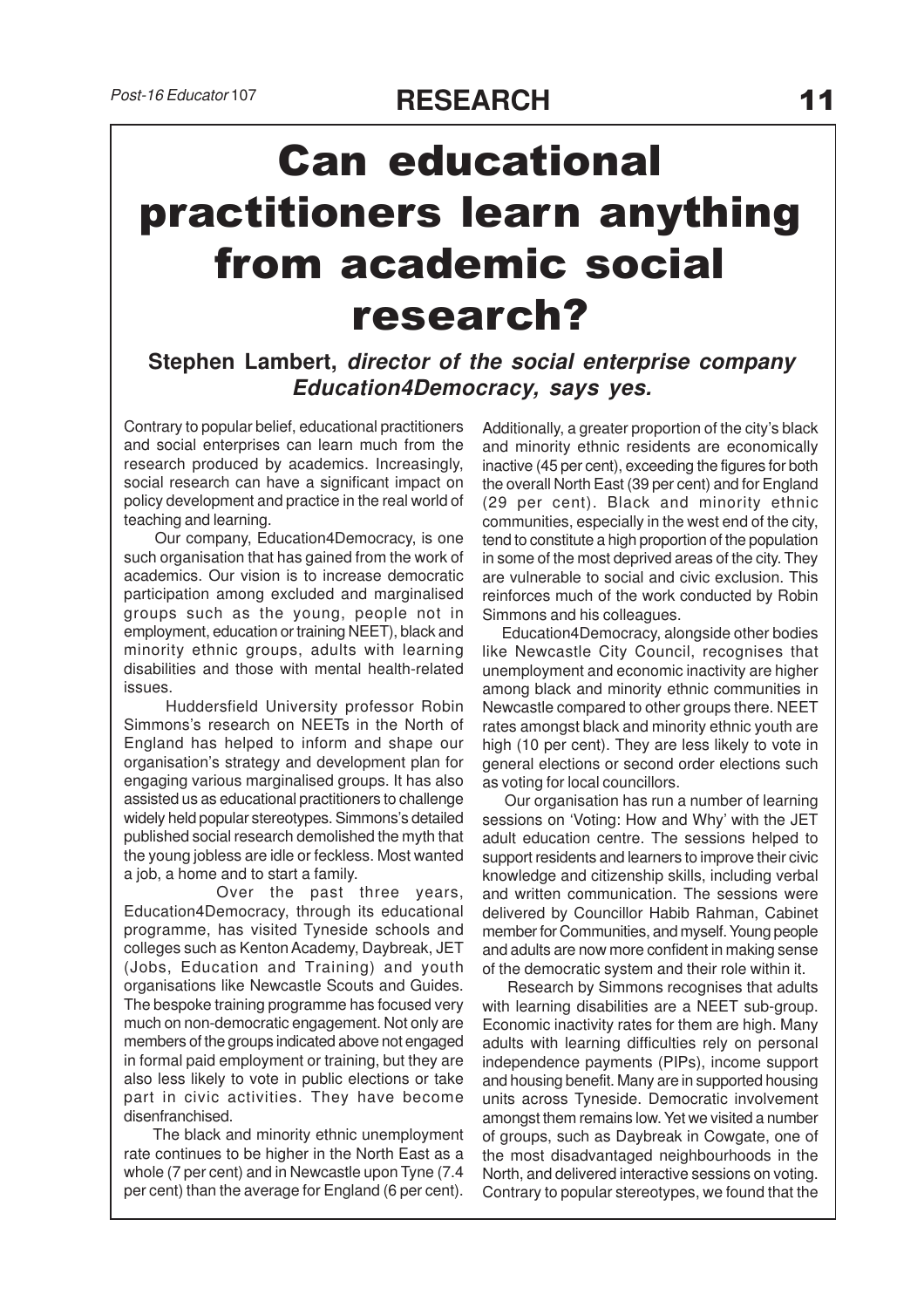# Can educational practitioners learn anything from academic social research?

**Stephen Lambert, *director of the social enterprise company Education4Democracy, says yes.***

Contrary to popular belief, educational practitioners and social enterprises can learn much from the research produced by academics. Increasingly, social research can have a significant impact on policy development and practice in the real world of teaching and learning.

Our company, Education4Democracy, is one such organisation that has gained from the work of academics. Our vision is to increase democratic participation among excluded and marginalised groups such as the young, people not in employment, education or training NEET), black and minority ethnic groups, adults with learning disabilities and those with mental health-related issues.

Huddersfield University professor Robin Simmons's research on NEETs in the North of England has helped to inform and shape our organisation's strategy and development plan for engaging various marginalised groups. It has also assisted us as educational practitioners to challenge widely held popular stereotypes. Simmons's detailed published social research demolished the myth that the young jobless are idle or feckless. Most wanted a job, a home and to start a family.

Over the past three years, Education4Democracy, through its educational programme, has visited Tyneside schools and colleges such as Kenton Academy, Daybreak, JET (Jobs, Education and Training) and youth organisations like Newcastle Scouts and Guides. The bespoke training programme has focused very much on non-democratic engagement. Not only are members of the groups indicated above not engaged in formal paid employment or training, but they are also less likely to vote in public elections or take part in civic activities. They have become disenfranchised.

The black and minority ethnic unemployment rate continues to be higher in the North East as a whole (7 per cent) and in Newcastle upon Tyne (7.4 per cent) than the average for England (6 per cent). Additionally, a greater proportion of the city's black and minority ethnic residents are economically inactive (45 per cent), exceeding the figures for both the overall North East (39 per cent) and for England (29 per cent). Black and minority ethnic communities, especially in the west end of the city, tend to constitute a high proportion of the population in some of the most deprived areas of the city. They are vulnerable to social and civic exclusion. This reinforces much of the work conducted by Robin Simmons and his colleagues.

Education4Democracy, alongside other bodies like Newcastle City Council, recognises that unemployment and economic inactivity are higher among black and minority ethnic communities in Newcastle compared to other groups there. NEET rates amongst black and minority ethnic youth are high (10 per cent). They are less likely to vote in general elections or second order elections such as voting for local councillors.

Our organisation has run a number of learning sessions on 'Voting: How and Why' with the JET adult education centre. The sessions helped to support residents and learners to improve their civic knowledge and citizenship skills, including verbal and written communication. The sessions were delivered by Councillor Habib Rahman, Cabinet member for Communities, and myself. Young people and adults are now more confident in making sense of the democratic system and their role within it.

Research by Simmons recognises that adults with learning disabilities are a NEET sub-group. Economic inactivity rates for them are high. Many adults with learning difficulties rely on personal independence payments (PIPs), income support and housing benefit. Many are in supported housing units across Tyneside. Democratic involvement amongst them remains low. Yet we visited a number of groups, such as Daybreak in Cowgate, one of the most disadvantaged neighbourhoods in the North, and delivered interactive sessions on voting. Contrary to popular stereotypes, we found that the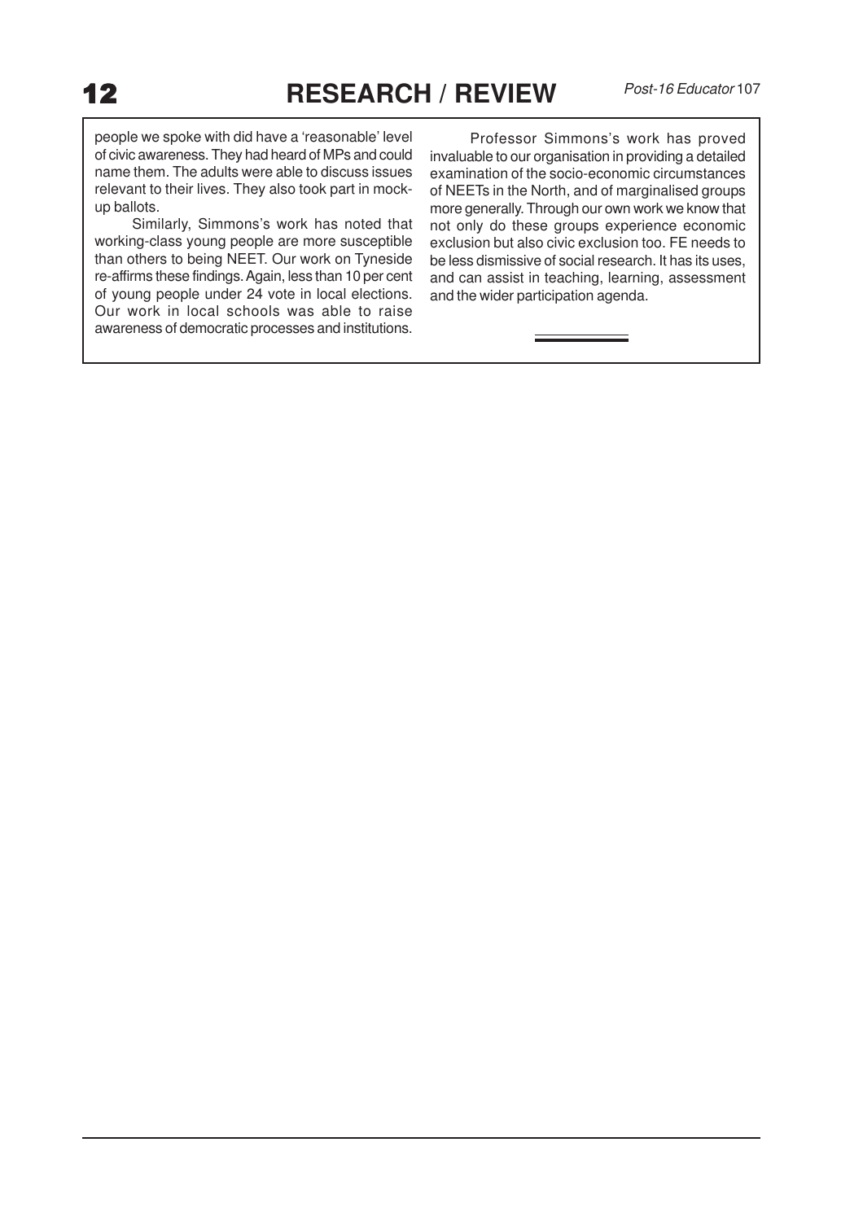people we spoke with did have a 'reasonable' level of civic awareness. They had heard of MPs and could name them. The adults were able to discuss issues relevant to their lives. They also took part in mock-up ballots.

Similarly, Simmons's work has noted that working-class young people are more susceptible than others to being NEET. Our work on Tyneside re-affirms these findings. Again, less than 10 per cent of young people under 24 vote in local elections. Our work in local schools was able to raise awareness of democratic processes and institutions.

Professor Simmons's work has proved invaluable to our organisation in providing a detailed examination of the socio-economic circumstances of NEETs in the North, and of marginalised groups more generally. Through our own work we know that not only do these groups experience economic exclusion but also civic exclusion too. FE needs to be less dismissive of social research. It has its uses, and can assist in teaching, learning, assessment and the wider participation agenda.